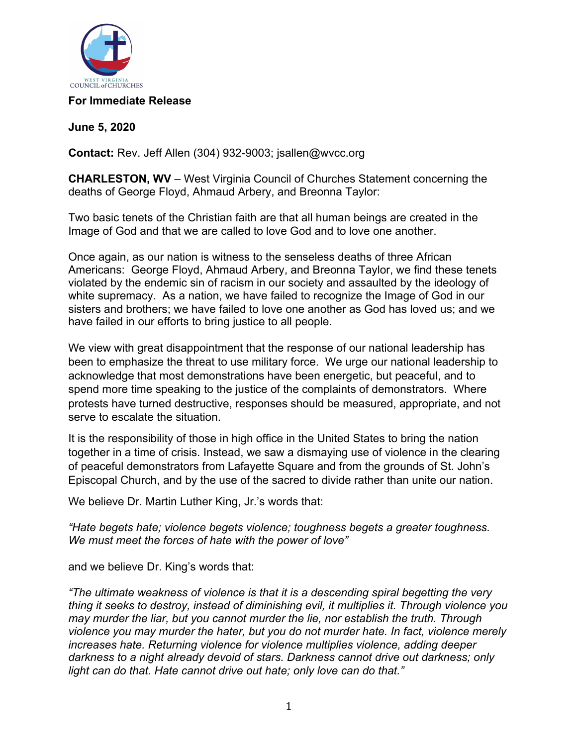WEST VIRGINIA COUNCIL of CHURCHES

**For Immediate Release**

**June 5, 2020**

**Contact:** Rev. Jeff Allen (304) 932-9003; jsallen@wvcc.org

**CHARLESTON, WV** – West Virginia Council of Churches Statement concerning the deaths of George Floyd, Ahmaud Arbery, and Breonna Taylor:

Two basic tenets of the Christian faith are that all human beings are created in the Image of God and that we are called to love God and to love one another.

Once again, as our nation is witness to the senseless deaths of three African Americans: George Floyd, Ahmaud Arbery, and Breonna Taylor, we find these tenets violated by the endemic sin of racism in our society and assaulted by the ideology of white supremacy. As a nation, we have failed to recognize the Image of God in our sisters and brothers; we have failed to love one another as God has loved us; and we have failed in our efforts to bring justice to all people.

We view with great disappointment that the response of our national leadership has been to emphasize the threat to use military force. We urge our national leadership to acknowledge that most demonstrations have been energetic, but peaceful, and to spend more time speaking to the justice of the complaints of demonstrators. Where protests have turned destructive, responses should be measured, appropriate, and not serve to escalate the situation.

It is the responsibility of those in high office in the United States to bring the nation together in a time of crisis. Instead, we saw a dismaying use of violence in the clearing of peaceful demonstrators from Lafayette Square and from the grounds of St. John's Episcopal Church, and by the use of the sacred to divide rather than unite our nation.

We believe Dr. Martin Luther King, Jr.'s words that:

*"Hate begets hate; violence begets violence; toughness begets a greater toughness. We must meet the forces of hate with the power of love"*

and we believe Dr. King's words that:

*"The ultimate weakness of violence is that it is a descending spiral begetting the very thing it seeks to destroy, instead of diminishing evil, it multiplies it. Through violence you may murder the liar, but you cannot murder the lie, nor establish the truth. Through violence you may murder the hater, but you do not murder hate. In fact, violence merely increases hate. Returning violence for violence multiplies violence, adding deeper darkness to a night already devoid of stars. Darkness cannot drive out darkness; only light can do that. Hate cannot drive out hate; only love can do that."*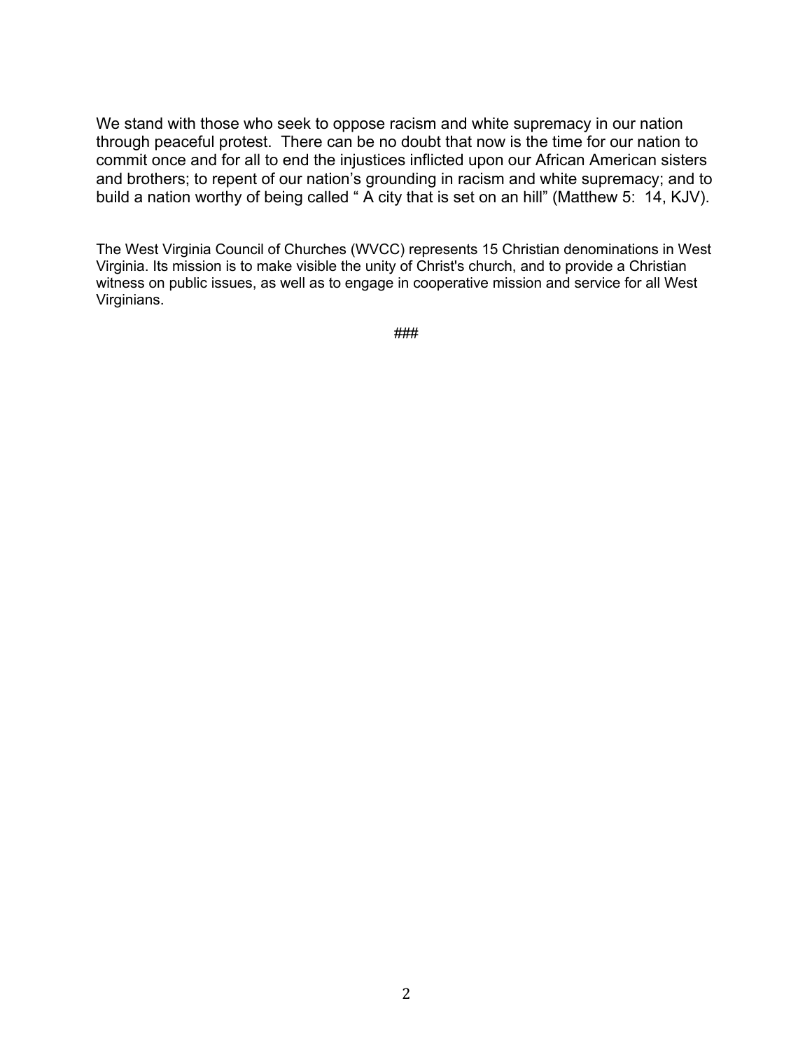We stand with those who seek to oppose racism and white supremacy in our nation through peaceful protest. There can be no doubt that now is the time for our nation to commit once and for all to end the injustices inflicted upon our African American sisters and brothers; to repent of our nation's grounding in racism and white supremacy; and to build a nation worthy of being called " A city that is set on an hill" (Matthew 5: 14, KJV).

The West Virginia Council of Churches (WVCC) represents 15 Christian denominations in West Virginia. Its mission is to make visible the unity of Christ's church, and to provide a Christian witness on public issues, as well as to engage in cooperative mission and service for all West Virginians.

###